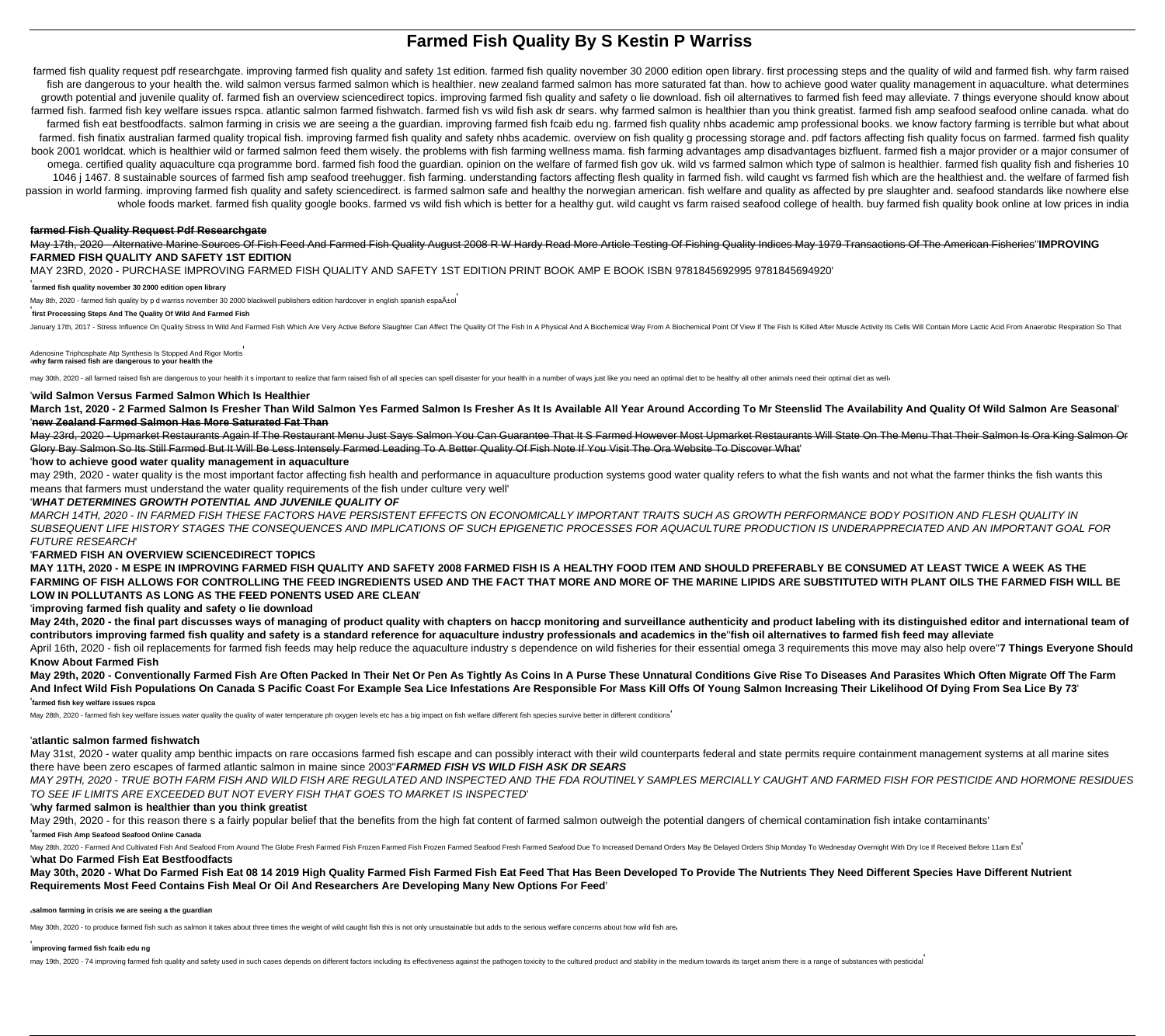# Farmed Fish Quality By S Kestin P Warriss

farmed fish quality request pdf researchgate. improving farmed fish quality and safety 1st edition. farmed fish quality november 30 2000 edition open library. first processing steps and the quality of wild and farmed fish. why farm raised fish are dangerous to your health the. wild salmon versus farmed salmon which is healthier. new zealand farmed salmon has more saturated fat than. how to achieve good water quality management in aquaculture. what determines growth potential and juvenile quality of. farmed fish an overview sciencedirect topics. improving farmed fish quality and safety o lie download. fish oil alternatives to farmed fish feed may alleviate. 7 things everyone should know about farmed fish. farmed fish key welfare issues rspca. atlantic salmon farmed fishwatch. farmed fish vs wild fish ask dr sears. why farmed salmon is healthier than you think greatist. farmed fish amp seafood seafood online canada. what do farmed fish eat bestfoodfacts. salmon farming in crisis we are seeing a the guardian. improving farmed fish fcaib edu ng. farmed fish quality nhbs academic amp professional books. we know factory farming is terrible but what about farmed. fish finatix australian farmed quality tropical fish. improving farmed fish quality and safety nhbs academic. overview on fish quality g processing storage and. pdf factors affecting fish quality focus on farmed. farmed fish quality book 2001 worldcat. which is healthier wild or farmed salmon feed them wisely. the problems with fish farming wellness mama. fish farming advantages amp disadvantages bizfluent. farmed fish a major provider or a major consumer of omega. certified quality aquaculture cqa programme bord. farmed fish food the guardian. opinion on the welfare of farmed fish gov uk. wild vs farmed salmon which type of salmon is healthier. farmed fish quality fish and fisheries 10 1046 j 1467. 8 sustainable sources of farmed fish amp seafood treehugger. fish farming. understanding factors affecting flesh quality in farmed fish. wild caught vs farmed fish which are the healthiest and. the welfare of farmed fish passion in world farming. improving farmed fish quality and safety sciencedirect. is farmed salmon safe and healthy the norwegian american. fish welfare and quality as affected by pre slaughter and. seafood standards like nowhere else whole foods market. farmed fish quality google books. farmed vs wild fish which is better for a healthy gut. wild caught vs farm raised seafood college of health. buy farmed fish quality book online at low prices in india

**farmed Fish Quality Request Pdf Researchgate**

May 17th, 2020 - Alternative Marine Sources Of Fish Feed And Farmed Fish Quality August 2008 R W Hardy Read More Article Testing Of Fishing Quality Indices May 1979 Transactions Of The American Fisheries''**IMPROVING FARMED FISH QUALITY AND SAFETY 1ST EDITION**

MAY 23RD, 2020 - PURCHASE IMPROVING FARMED FISH QUALITY AND SAFETY 1ST EDITION PRINT BOOK AMP E BOOK ISBN 9781845692995 9781845694920'

'**farmed fish quality november 30 2000 edition open library**

May 8th, 2020 - farmed fish quality by p d warriss november 30 2000 blackwell publishers edition hardcover in english spanish español'

'**first Processing Steps And The Quality Of Wild And Farmed Fish**

January 17th, 2017 - Stress Influence On Quality Stress In Wild And Farmed Fish Which Are Very Active Before Slaughter Can Affect The Quality Of The Fish In A Physical And A Biochemical Way From A Biochemical Point Of View If The Fish Is Killed After Muscle Activity Its Cells Will Contain More Lactic Acid From Anaerobic Respiration So That Adenosine Triphosphate Atp Synthesis Is Stopped And Rigor Mortis'

'**why farm raised fish are dangerous to your health the**

may 30th, 2020 - all farmed raised fish are dangerous to your health it s important to realize that farm raised fish of all species can spell disaster for your health in a number of ways just like you need an optimal diet to be healthy all other animals need their optimal diet as well'

'**wild Salmon Versus Farmed Salmon Which Is Healthier**

**March 1st, 2020 - 2 Farmed Salmon Is Fresher Than Wild Salmon Yes Farmed Salmon Is Fresher As It Is Available All Year Around According To Mr Steenslid The Availability And Quality Of Wild Salmon Are Seasonal**'

'**new Zealand Farmed Salmon Has More Saturated Fat Than**

May 23rd, 2020 - Upmarket Restaurants Again If The Restaurant Menu Just Says Salmon You Can Guarantee That It S Farmed However Most Upmarket Restaurants Will State On The Menu That Their Salmon Is Ora King Salmon Or Glory Bay Salmon So Its Still Farmed But It Will Be Less Intensely Farmed Leading To A Better Quality Of Fish Note If You Visit The Ora Website To Discover What'

'**how to achieve good water quality management in aquaculture**

may 29th, 2020 - water quality is the most important factor affecting fish health and performance in aquaculture production systems good water quality refers to what the fish wants and not what the farmer thinks the fish wants this means that farmers must understand the water quality requirements of the fish under culture very well'

'***WHAT DETERMINES GROWTH POTENTIAL AND JUVENILE QUALITY OF***

*MARCH 14TH, 2020 - IN FARMED FISH THESE FACTORS HAVE PERSISTENT EFFECTS ON ECONOMICALLY IMPORTANT TRAITS SUCH AS GROWTH PERFORMANCE BODY POSITION AND FLESH QUALITY IN SUBSEQUENT LIFE HISTORY STAGES THE CONSEQUENCES AND IMPLICATIONS OF SUCH EPIGENETIC PROCESSES FOR AQUACULTURE PRODUCTION IS UNDERAPPRECIATED AND AN IMPORTANT GOAL FOR FUTURE RESEARCH*'

'**FARMED FISH AN OVERVIEW SCIENCEDIRECT TOPICS**

**MAY 11TH, 2020 - M ESPE IN IMPROVING FARMED FISH QUALITY AND SAFETY 2008 FARMED FISH IS A HEALTHY FOOD ITEM AND SHOULD PREFERABLY BE CONSUMED AT LEAST TWICE A WEEK AS THE FARMING OF FISH ALLOWS FOR CONTROLLING THE FEED INGREDIENTS USED AND THE FACT THAT MORE AND MORE OF THE MARINE LIPIDS ARE SUBSTITUTED WITH PLANT OILS THE FARMED FISH WILL BE LOW IN POLLUTANTS AS LONG AS THE FEED PONENTS USED ARE CLEAN**'

'**improving farmed fish quality and safety o lie download**

**May 24th, 2020 - the final part discusses ways of managing of product quality with chapters on haccp monitoring and surveillance authenticity and product labeling with its distinguished editor and international team of contributors improving farmed fish quality and safety is a standard reference for aquaculture industry professionals and academics in the**''**fish oil alternatives to farmed fish feed may alleviate**

April 16th, 2020 - fish oil replacements for farmed fish feeds may help reduce the aquaculture industry s dependence on wild fisheries for their essential omega 3 requirements this move may also help overe''**7 Things Everyone Should Know About Farmed Fish**

**May 29th, 2020 - Conventionally Farmed Fish Are Often Packed In Their Net Or Pen As Tightly As Coins In A Purse These Unnatural Conditions Give Rise To Diseases And Parasites Which Often Migrate Off The Farm And Infect Wild Fish Populations On Canada S Pacific Coast For Example Sea Lice Infestations Are Responsible For Mass Kill Offs Of Young Salmon Increasing Their Likelihood Of Dying From Sea Lice By 73**'

'**farmed fish key welfare issues rspca**

May 28th, 2020 - farmed fish key welfare issues water quality the quality of water temperature ph oxygen levels etc has a big impact on fish welfare different fish species survive better in different conditions'

'**atlantic salmon farmed fishwatch**

May 31st, 2020 - water quality amp benthic impacts on rare occasions farmed fish escape and can possibly interact with their wild counterparts federal and state permits require containment management systems at all marine sites there have been zero escapes of farmed atlantic salmon in maine since 2003''***FARMED FISH VS WILD FISH ASK DR SEARS***

*MAY 29TH, 2020 - TRUE BOTH FARM FISH AND WILD FISH ARE REGULATED AND INSPECTED AND THE FDA ROUTINELY SAMPLES MERCIALLY CAUGHT AND FARMED FISH FOR PESTICIDE AND HORMONE RESIDUES TO SEE IF LIMITS ARE EXCEEDED BUT NOT EVERY FISH THAT GOES TO MARKET IS INSPECTED*'

'**why farmed salmon is healthier than you think greatist**

May 29th, 2020 - for this reason there s a fairly popular belief that the benefits from the high fat content of farmed salmon outweigh the potential dangers of chemical contamination fish intake contaminants'

'**farmed Fish Amp Seafood Seafood Online Canada**

May 28th, 2020 - Farmed And Cultivated Fish And Seafood From Around The Globe Fresh Farmed Fish Frozen Farmed Fish Frozen Farmed Seafood Fresh Farmed Seafood Due To Increased Demand Orders May Be Delayed Orders Ship Monday To Wednesday Overnight With Dry Ice If Received Before 11am Est'

'**what Do Farmed Fish Eat Bestfoodfacts**

**May 30th, 2020 - What Do Farmed Fish Eat 08 14 2019 High Quality Farmed Fish Farmed Fish Eat Feed That Has Been Developed To Provide The Nutrients They Need Different Species Have Different Nutrient Requirements Most Feed Contains Fish Meal Or Oil And Researchers Are Developing Many New Options For Feed**'

'**salmon farming in crisis we are seeing a the guardian**

May 30th, 2020 - to produce farmed fish such as salmon it takes about three times the weight of wild caught fish this is not only unsustainable but adds to the serious welfare concerns about how wild fish are'

'**improving farmed fish fcaib edu ng**

may 19th, 2020 - 74 improving farmed fish quality and safety used in such cases depends on different factors including its effectiveness against the pathogen toxicity to the cultured product and stability in the medium towards its target anism there is a range of substances with pesticidal'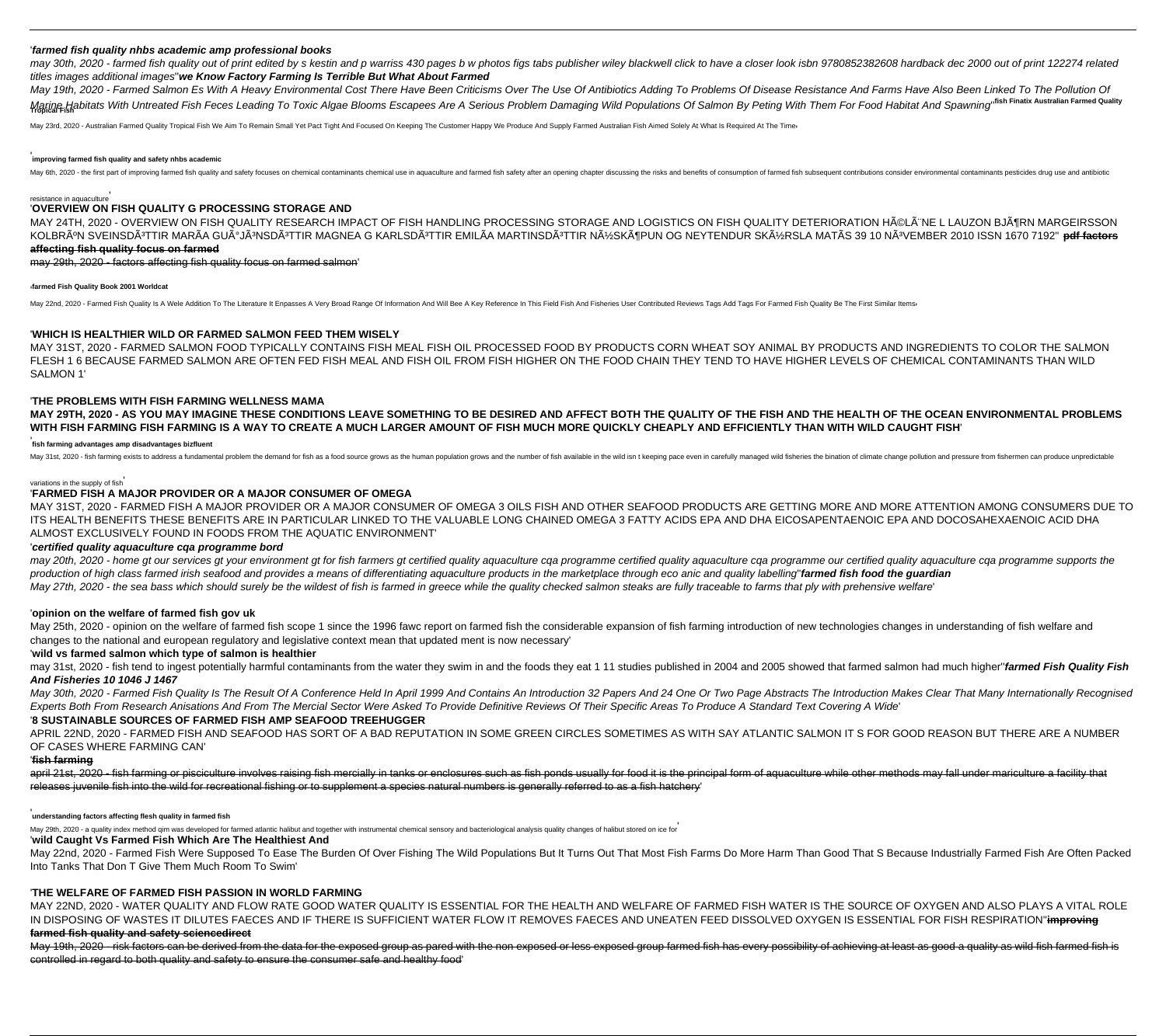'**farmed fish quality nhbs academic amp professional books**

*may 30th, 2020 - farmed fish quality out of print edited by s kestin and p warriss 430 pages b w photos figs tabs publisher wiley blackwell click to have a closer look isbn 9780852382608 hardback dec 2000 out of print 122274 related titles images additional images*''**we Know Factory Farming Is Terrible But What About Farmed**

*May 19th, 2020 - Farmed Salmon Es With A Heavy Environmental Cost There Have Been Criticisms Over The Use Of Antibiotics Adding To Problems Of Disease Resistance And Farms Have Also Been Linked To The Pollution Of Marine Habitats With Untreated Fish Feces Leading To Toxic Algae Blooms Escapees Are A Serious Problem Damaging Wild Populations Of Salmon By Peting With Them For Food Habitat And Spawning*''**fish Finatix Australian Farmed Quality Tropical Fish**

May 23rd, 2020 - Australian Farmed Quality Tropical Fish We Aim To Remain Small Yet Pact Tight And Focused On Keeping The Customer Happy We Produce And Supply Farmed Australian Fish Aimed Solely At What Is Required At The Time'

'**improving farmed fish quality and safety nhbs academic**

May 6th, 2020 - the first part of improving farmed fish quality and safety focuses on chemical contaminants chemical use in aquaculture and farmed fish safety after an opening chapter discussing the risks and benefits of consumption of farmed fish subsequent contributions consider environmental contaminants pesticides drug use and antibiotic resistance in aquaculture'

'**OVERVIEW ON FISH QUALITY G PROCESSING STORAGE AND**

MAY 24TH, 2020 - OVERVIEW ON FISH QUALITY RESEARCH IMPACT OF FISH HANDLING PROCESSING STORAGE AND LOGISTICS ON FISH QUALITY DETERIORATION HÃ©LÃ¨NE L LAUZON BJÃ¶RN MARGEIRSSON KOLBRÃºN SVEINSDÃ³TTIR MARÃA GUÃ°JÃ³NSDÃ³TTIR MAGNEA G KARLSDÃ³TTIR EMILÃA MARTINSDÃ³TTIR NÃ½SKÃ¶PUN OG NEYTENDUR SKÃ½RSLA MATÃS 39 10 NÃ³VEMBER 2010 ISSN 1670 7192'' **pdf factors affecting fish quality focus on farmed**

may 29th, 2020 - factors affecting fish quality focus on farmed salmon'

'**farmed Fish Quality Book 2001 Worldcat**

May 22nd, 2020 - Farmed Fish Quality Is A Wele Addition To The Literature It Enpasses A Very Broad Range Of Information And Will Bee A Key Reference In This Field Fish And Fisheries User Contributed Reviews Tags Add Tags For Farmed Fish Quality Be The First Similar Items'

'**WHICH IS HEALTHIER WILD OR FARMED SALMON FEED THEM WISELY**

MAY 31ST, 2020 - FARMED SALMON FOOD TYPICALLY CONTAINS FISH MEAL FISH OIL PROCESSED FOOD BY PRODUCTS CORN WHEAT SOY ANIMAL BY PRODUCTS AND INGREDIENTS TO COLOR THE SALMON FLESH 1 6 BECAUSE FARMED SALMON ARE OFTEN FED FISH MEAL AND FISH OIL FROM FISH HIGHER ON THE FOOD CHAIN THEY TEND TO HAVE HIGHER LEVELS OF CHEMICAL CONTAMINANTS THAN WILD SALMON 1'

'**THE PROBLEMS WITH FISH FARMING WELLNESS MAMA**

**MAY 29TH, 2020 - AS YOU MAY IMAGINE THESE CONDITIONS LEAVE SOMETHING TO BE DESIRED AND AFFECT BOTH THE QUALITY OF THE FISH AND THE HEALTH OF THE OCEAN ENVIRONMENTAL PROBLEMS WITH FISH FARMING FISH FARMING IS A WAY TO CREATE A MUCH LARGER AMOUNT OF FISH MUCH MORE QUICKLY CHEAPLY AND EFFICIENTLY THAN WITH WILD CAUGHT FISH**'

'**fish farming advantages amp disadvantages bizfluent**

May 31st, 2020 - fish farming exists to address a fundamental problem the demand for fish as a food source grows as the human population grows and the number of fish available in the wild isn t keeping pace even in carefully managed wild fisheries the bination of climate change pollution and pressure from fishermen can produce unpredictable variations in the supply of fish'

'**FARMED FISH A MAJOR PROVIDER OR A MAJOR CONSUMER OF OMEGA**

MAY 31ST, 2020 - FARMED FISH A MAJOR PROVIDER OR A MAJOR CONSUMER OF OMEGA 3 OILS FISH AND OTHER SEAFOOD PRODUCTS ARE GETTING MORE AND MORE ATTENTION AMONG CONSUMERS DUE TO ITS HEALTH BENEFITS THESE BENEFITS ARE IN PARTICULAR LINKED TO THE VALUABLE LONG CHAINED OMEGA 3 FATTY ACIDS EPA AND DHA EICOSAPENTAENOIC EPA AND DOCOSAHEXAENOIC ACID DHA ALMOST EXCLUSIVELY FOUND IN FOODS FROM THE AQUATIC ENVIRONMENT'

'***certified quality aquaculture cqa programme bord***

*may 20th, 2020 - home gt our services gt your environment gt for fish farmers gt certified quality aquaculture cqa programme certified quality aquaculture cqa programme our certified quality aquaculture cqa programme supports the production of high class farmed irish seafood and provides a means of differentiating aquaculture products in the marketplace through eco anic and quality labelling*''***farmed fish food the guardian***

*May 27th, 2020 - the sea bass which should surely be the wildest of fish is farmed in greece while the quality checked salmon steaks are fully traceable to farms that ply with prehensive welfare*'

'**opinion on the welfare of farmed fish gov uk**

May 25th, 2020 - opinion on the welfare of farmed fish scope 1 since the 1996 fawc report on farmed fish the considerable expansion of fish farming introduction of new technologies changes in understanding of fish welfare and changes to the national and european regulatory and legislative context mean that updated ment is now necessary'

'**wild vs farmed salmon which type of salmon is healthier**

may 31st, 2020 - fish tend to ingest potentially harmful contaminants from the water they swim in and the foods they eat 1 11 studies published in 2004 and 2005 showed that farmed salmon had much higher''***farmed Fish Quality Fish And Fisheries 10 1046 J 1467***

*May 30th, 2020 - Farmed Fish Quality Is The Result Of A Conference Held In April 1999 And Contains An Introduction 32 Papers And 24 One Or Two Page Abstracts The Introduction Makes Clear That Many Internationally Recognised Experts Both From Research Anisations And From The Mercial Sector Were Asked To Provide Definitive Reviews Of Their Specific Areas To Produce A Standard Text Covering A Wide*'

'**8 SUSTAINABLE SOURCES OF FARMED FISH AMP SEAFOOD TREEHUGGER**

APRIL 22ND, 2020 - FARMED FISH AND SEAFOOD HAS SORT OF A BAD REPUTATION IN SOME GREEN CIRCLES SOMETIMES AS WITH SAY ATLANTIC SALMON IT S FOR GOOD REASON BUT THERE ARE A NUMBER OF CASES WHERE FARMING CAN'

'**fish farming**

april 21st, 2020 - fish farming or pisciculture involves raising fish mercially in tanks or enclosures such as fish ponds usually for food it is the principal form of aquaculture while other methods may fall under mariculture a facility that releases juvenile fish into the wild for recreational fishing or to supplement a species natural numbers is generally referred to as a fish hatchery'

'**understanding factors affecting flesh quality in farmed fish**

May 29th, 2020 - a quality index method qim was developed for farmed atlantic halibut and together with instrumental chemical sensory and bacteriological analysis quality changes of halibut stored on ice for'

'**wild Caught Vs Farmed Fish Which Are The Healthiest And**

May 22nd, 2020 - Farmed Fish Were Supposed To Ease The Burden Of Over Fishing The Wild Populations But It Turns Out That Most Fish Farms Do More Harm Than Good That S Because Industrially Farmed Fish Are Often Packed Into Tanks That Don T Give Them Much Room To Swim'

'**THE WELFARE OF FARMED FISH PASSION IN WORLD FARMING**

MAY 22ND, 2020 - WATER QUALITY AND FLOW RATE GOOD WATER QUALITY IS ESSENTIAL FOR THE HEALTH AND WELFARE OF FARMED FISH WATER IS THE SOURCE OF OXYGEN AND ALSO PLAYS A VITAL ROLE IN DISPOSING OF WASTES IT DILUTES FAECES AND IF THERE IS SUFFICIENT WATER FLOW IT REMOVES FAECES AND UNEATEN FEED DISSOLVED OXYGEN IS ESSENTIAL FOR FISH RESPIRATION''**improving farmed fish quality and safety sciencedirect**

May 19th, 2020 - risk factors can be derived from the data for the exposed group as pared with the non exposed or less exposed group farmed fish has every possibility of achieving at least as good a quality as wild fish farmed fish is controlled in regard to both quality and safety to ensure the consumer safe and healthy food'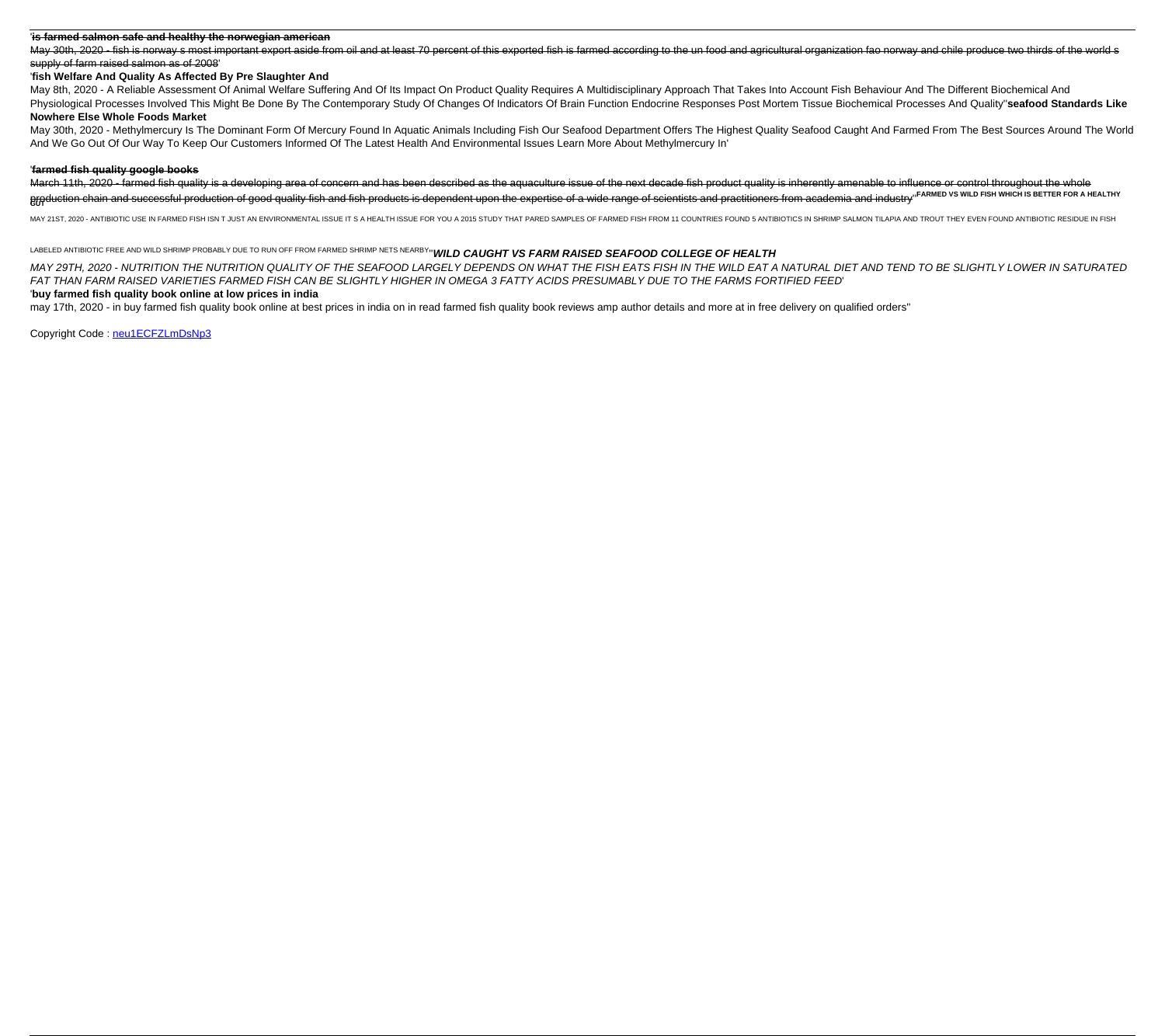'**is farmed salmon safe and healthy the norwegian american**

May 30th, 2020 - fish is norway s most important export aside from oil and at least 70 percent of this exported fish is farmed according to the un food and agricultural organization fao norway and chile produce two thirds of the world s supply of farm raised salmon as of 2008'

'**fish Welfare And Quality As Affected By Pre Slaughter And**

May 8th, 2020 - A Reliable Assessment Of Animal Welfare Suffering And Of Its Impact On Product Quality Requires A Multidisciplinary Approach That Takes Into Account Fish Behaviour And The Different Biochemical And Physiological Processes Involved This Might Be Done By The Contemporary Study Of Changes Of Indicators Of Brain Function Endocrine Responses Post Mortem Tissue Biochemical Processes And Quality''**seafood Standards Like Nowhere Else Whole Foods Market**

May 30th, 2020 - Methylmercury Is The Dominant Form Of Mercury Found In Aquatic Animals Including Fish Our Seafood Department Offers The Highest Quality Seafood Caught And Farmed From The Best Sources Around The World And We Go Out Of Our Way To Keep Our Customers Informed Of The Latest Health And Environmental Issues Learn More About Methylmercury In'

'**farmed fish quality google books**

March 11th, 2020 - farmed fish quality is a developing area of concern and has been described as the aquaculture issue of the next decade fish product quality is inherently amenable to influence or control throughout the whole production chain and successful production of good quality fish and fish products is dependent upon the expertise of a wide range of scientists and practitioners from academia and industry''**FARMED VS WILD FISH WHICH IS BETTER FOR A HEALTHY GUT**

MAY 21ST, 2020 - ANTIBIOTIC USE IN FARMED FISH ISN T JUST AN ENVIRONMENTAL ISSUE IT S A HEALTH ISSUE FOR YOU A 2015 STUDY THAT PARED SAMPLES OF FARMED FISH FROM 11 COUNTRIES FOUND 5 ANTIBIOTICS IN SHRIMP SALMON TILAPIA AND TROUT THEY EVEN FOUND ANTIBIOTIC RESIDUE IN FISH LABELED ANTIBIOTIC FREE AND WILD SHRIMP PROBABLY DUE TO RUN OFF FROM FARMED SHRIMP NETS NEARBY''***WILD CAUGHT VS FARM RAISED SEAFOOD COLLEGE OF HEALTH***

*MAY 29TH, 2020 - NUTRITION THE NUTRITION QUALITY OF THE SEAFOOD LARGELY DEPENDS ON WHAT THE FISH EATS FISH IN THE WILD EAT A NATURAL DIET AND TEND TO BE SLIGHTLY LOWER IN SATURATED FAT THAN FARM RAISED VARIETIES FARMED FISH CAN BE SLIGHTLY HIGHER IN OMEGA 3 FATTY ACIDS PRESUMABLY DUE TO THE FARMS FORTIFIED FEED*'

'**buy farmed fish quality book online at low prices in india**

may 17th, 2020 - in buy farmed fish quality book online at best prices in india on in read farmed fish quality book reviews amp author details and more at in free delivery on qualified orders''

Copyright Code : neu1ECFZLmDsNp3